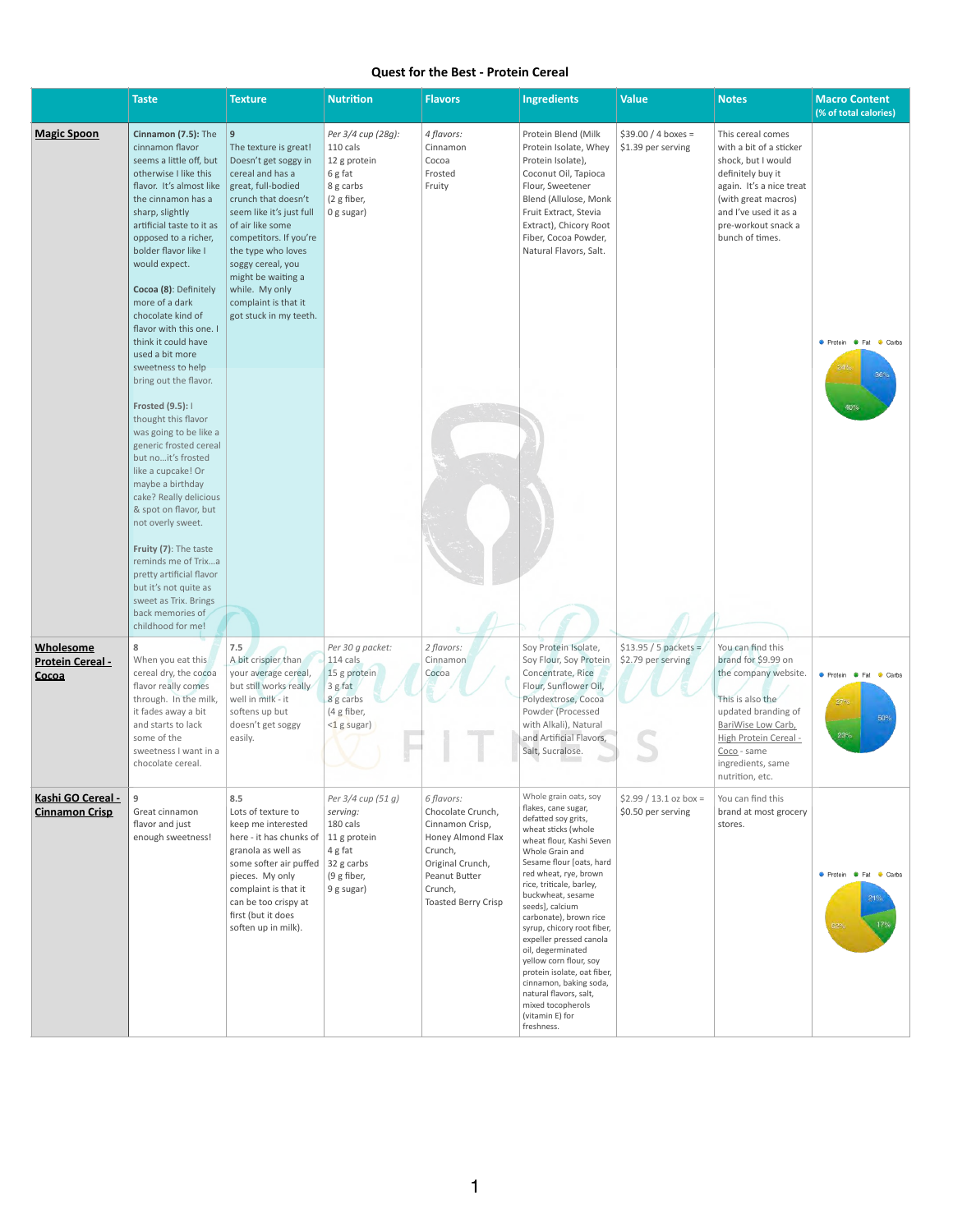## Quest for the Best - Protein Cereal

| | Taste | Texture | Nutrition | Flavors | Ingredients | Value | Notes | Macro Content (% of total calories) |
|---|---|---|---|---|---|---|---|---|
| **Magic Spoon** | **Cinnamon (7.5)**: The cinnamon flavor seems a little off, but otherwise I like this flavor. It's almost like the cinnamon has a sharp, slightly artificial taste to it as opposed to a richer, bolder flavor like I would expect.<br><br>**Cocoa (8)**: Definitely more of a dark chocolate kind of flavor with this one. I think it could have used a bit more sweetness to help bring out the flavor.<br><br>**Frosted (9.5)**: I thought this flavor was going to be like a generic frosted cereal but no…it's frosted like a cupcake! Or maybe a birthday cake? Really delicious & spot on flavor, but not overly sweet.<br><br>**Fruity (7)**: The taste reminds me of Trix…a pretty artificial flavor but it's not quite as sweet as Trix. Brings back memories of childhood for me! | **9**<br>The texture is great! Doesn't get soggy in cereal and has a great, full-bodied crunch that doesn't seem like it's just full of air like some competitors. If you're the type who loves soggy cereal, you might be waiting a while. My only complaint is that it got stuck in my teeth. | *Per 3/4 cup (28g):*<br>110 cals<br>12 g protein<br>6 g fat<br>8 g carbs<br>(2 g fiber,<br>0 g sugar) | *4 flavors:*<br>Cinnamon<br>Cocoa<br>Frosted<br>Fruity | Protein Blend (Milk Protein Isolate, Whey Protein Isolate), Coconut Oil, Tapioca Flour, Sweetener Blend (Allulose, Monk Fruit Extract, Stevia Extract), Chicory Root Fiber, Cocoa Powder, Natural Flavors, Salt. | $39.00 / 4 boxes = $1.39 per serving | This cereal comes with a bit of a sticker shock, but I would definitely buy it again. It's a nice treat (with great macros) and I've used it as a pre-workout snack a bunch of times. | Protein 36%, Fat 40%, Carbs 24% |
| **Wholesome Protein Cereal - Cocoa** | **8**<br>When you eat this cereal dry, the cocoa flavor really comes through. In the milk, it fades away a bit and starts to lack some of the sweetness I want in a chocolate cereal. | **7.5**<br>A bit crispier than your average cereal, but still works really well in milk - it softens up but doesn't get soggy easily. | *Per 30 g packet:*<br>114 cals<br>15 g protein<br>3 g fat<br>8 g carbs<br>(4 g fiber,<br><1 g sugar) | *2 flavors:*<br>Cinnamon<br>Cocoa | Soy Protein Isolate, Soy Flour, Soy Protein Concentrate, Rice Flour, Sunflower Oil, Polydextrose, Cocoa Powder (Processed with Alkali), Natural and Artificial Flavors, Salt, Sucralose. | $13.95 / 5 packets = $2.79 per serving | You can find this brand for $9.99 on the company website.<br><br>This is also the updated branding of BariWise Low Carb, High Protein Cereal - Coco - same ingredients, same nutrition, etc. | Protein 50%, Fat 23%, Carbs 27% |
| **Kashi GO Cereal - Cinnamon Crisp** | **9**<br>Great cinnamon flavor and just enough sweetness! | **8.5**<br>Lots of texture to keep me interested here - it has chunks of granola as well as some softer air puffed pieces. My only complaint is that it can be too crispy at first (but it does soften up in milk). | *Per 3/4 cup (51 g) serving:*<br>180 cals<br>11 g protein<br>4 g fat<br>32 g carbs<br>(9 g fiber,<br>9 g sugar) | *6 flavors:*<br>Chocolate Crunch,<br>Cinnamon Crisp,<br>Honey Almond Flax Crunch,<br>Original Crunch,<br>Peanut Butter Crunch,<br>Toasted Berry Crisp | Whole grain oats, soy flakes, cane sugar, defatted soy grits, wheat sticks (whole wheat flour, Kashi Seven Whole Grain and Sesame flour (oats, hard red wheat, rye, brown rice, triticale, barley, buckwheat, sesame seeds), calcium carbonate), brown rice syrup, chicory root fiber, expeller pressed canola oil, degerminated yellow corn flour, soy protein isolate, oat fiber, cinnamon, baking soda, natural flavors, salt, mixed tocopherols (vitamin E) for freshness. | $2.99 / 13.1 oz box = $0.50 per serving | You can find this brand at most grocery stores. | Protein 21%, Fat 17%, Carbs 62% |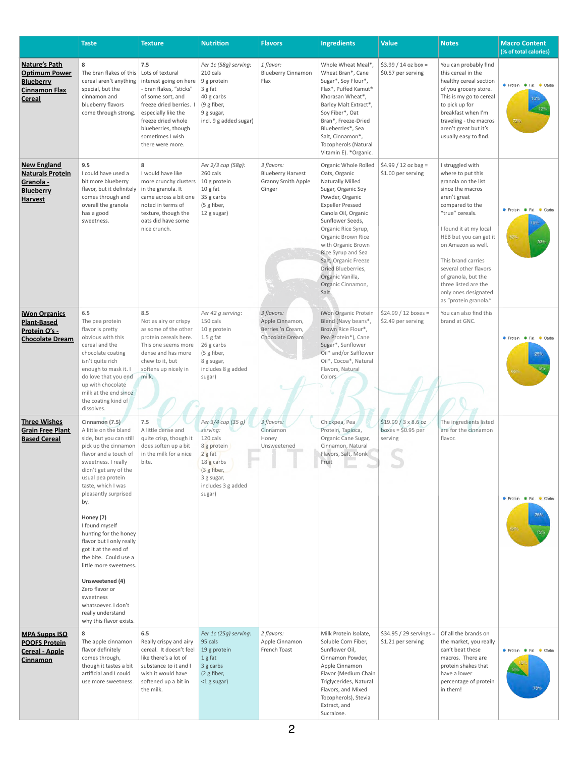| | Taste | Texture | Nutrition | Flavors | Ingredients | Value | Notes | Macro Content (% of total calories) |
|---|---|---|---|---|---|---|---|---|
| **Nature's Path Optimum Power Blueberry Cinnamon Flax Cereal** | 8<br>The bran flakes of this cereal aren't anything special, but the cinnamon and blueberry flavors come through strong. | 7.5<br>Lots of textural interest going on here - bran flakes, "sticks" of some sort, and freeze dried berries. I especially like the freeze dried whole blueberries, though sometimes I wish there were more. | *Per 1c (58g) serving:*<br>210 cals<br>9 g protein<br>3 g fat<br>40 g carbs<br>(9 g fiber,<br>9 g sugar,<br>incl. 9 g added sugar) | *1 flavor:*<br>Blueberry Cinnamon Flax | Whole Wheat Meal*, Wheat Bran*, Cane Sugar*, Soy Flour*, Flax*, Puffed Kamut® Khorasan Wheat*, Barley Malt Extract*, Soy Fiber*, Oat Bran*, Freeze-Dried Blueberries*, Sea Salt, Cinnamon*, Tocopherols (Natural Vitamin E). *Organic. | $3.99 / 14 oz box = $0.57 per serving | You can probably find this cereal in the healthy cereal section of you grocery store. This is my go to cereal to pick up for breakfast when I'm traveling - the macros aren't great but it's usually easy to find. | Protein 16%, Fat 12%, Carbs 72% |
| **New England Naturals Protein Granola - Blueberry Harvest** | 9.5<br>I could have used a bit more blueberry flavor, but it definitely comes through and overall the granola has a good sweetness. | 8<br>I would have like more crunchy clusters in the granola. It came across a bit one noted in terms of texture, though the oats did have some nice crunch. | *Per 2/3 cup (58g):*<br>260 cals<br>10 g protein<br>10 g fat<br>35 g carbs<br>(5 g fiber,<br>12 g sugar) | *3 flavors:*<br>Blueberry Harvest<br>Granny Smith Apple<br>Ginger | Organic Whole Rolled Oats, Organic Naturally Milled Sugar, Organic Soy Powder, Organic Expeller Pressed Canola Oil, Organic Sunflower Seeds, Organic Rice Syrup, Organic Brown Rice with Organic Brown Rice Syrup and Sea Salt, Organic Freeze Dried Blueberries, Organic Vanilla, Organic Cinnamon, Salt. | $4.99 / 12 oz bag = $1.00 per serving | I struggled with where to put this granola on the list since the macros aren't great compared to the "true" cereals.<br><br>I found it at my local HEB but you can get it on Amazon as well.<br><br>This brand carries several other flavors of granola, but the three listed are the only ones designated as "protein granola." | Protein 16%, Fat 33%, Carbs 50% |
| **iWon Organics Plant-Based Protein O's - Chocolate Dream** | 6.5<br>The pea protein flavor is pretty obvious with this cereal and the chocolate coating isn't quite rich enough to mask it. I do love that you end up with chocolate milk at the end since the coating kind of dissolves. | 8.5<br>Not as airy or crispy as some of the other protein cereals here. This one seems more dense and has more chew to it, but softens up nicely in milk. | *Per 42 g serving:*<br>150 cals<br>10 g protein<br>1.5 g fat<br>26 g carbs<br>(5 g fiber,<br>8 g sugar,<br>includes 8 g added sugar) | *3 flavors:*<br>Apple Cinnamon,<br>Berries 'n Cream,<br>Chocolate Dream | iWon Organic Protein Blend (Navy beans*, Brown Rice Flour*, Pea Protein*), Cane Sugar*, Sunflower Oil* and/or Safflower Oil*, Cocoa*, Natural Flavors, Natural Colors | $24.99 / 12 boxes = $2.49 per serving | You can also find this brand at GNC. | Protein 25%, Fat 9%, Carbs 66% |
| **Three Wishes Grain Free Plant Based Cereal** | **Cinnamon (7.5)**<br>A little on the bland side, but you can still pick up the cinnamon flavor and a touch of sweetness. I really didn't get any of the usual pea protein taste, which I was pleasantly surprised by.<br><br>**Honey (7)**<br>I found myself hunting for the honey flavor but I only really got it at the end of the bite. Could use a little more sweetness.<br><br>**Unsweetened (4)**<br>Zero flavor or sweetness whatsoever. I don't really understand why this flavor exists. | 7.5<br>A little dense and quite crisp, though it does soften up a bit in the milk for a nice bite. | *Per 3/4 cup (35 g) serving:*<br>120 cals<br>8 g protein<br>2 g fat<br>18 g carbs<br>(3 g fiber,<br>3 g sugar,<br>includes 3 g added sugar) | *3 flavors:*<br>Cinnamon<br>Honey<br>Unsweetened | Chickpea, Pea Protein, Tapioca, Organic Cane Sugar, Cinnamon, Natural Flavors, Salt, Monk Fruit | $19.99 / 3 x 8.6 oz boxes = $0.95 per serving | The ingredients listed are for the cinnamon flavor. | Protein 29%, Fat 15%, Carbs 56% |
| **MPA Supps ISO POOFS Protein Cereal - Apple Cinnamon** | 8<br>The apple cinnamon flavor definitely comes through, though it tastes a bit artificial and I could use more sweetness. | 6.5<br>Really crispy and airy cereal. It doesn't feel like there's a lot of substance to it and I wish it would have softened up a bit in the milk. | *Per 1c (25g) serving:*<br>95 cals<br>19 g protein<br>1 g fat<br>3 g carbs<br>(2 g fiber,<br><1 g sugar) | *2 flavors:*<br>Apple Cinnamon<br>French Toast | Milk Protein Isolate, Soluble Corn Fiber, Sunflower Oil, Cinnamon Powder, Apple Cinnamon Flavor (Medium Chain Triglycerides, Natural Flavors, and Mixed Tocopherols), Stevia Extract, and Sucralose. | $34.95 / 29 servings = $1.21 per serving | Of all the brands on the market, you really can't beat these macros. There are protein shakes that have a lower percentage of protein in them! | Protein 78%, Fat 9%, Carbs 13% |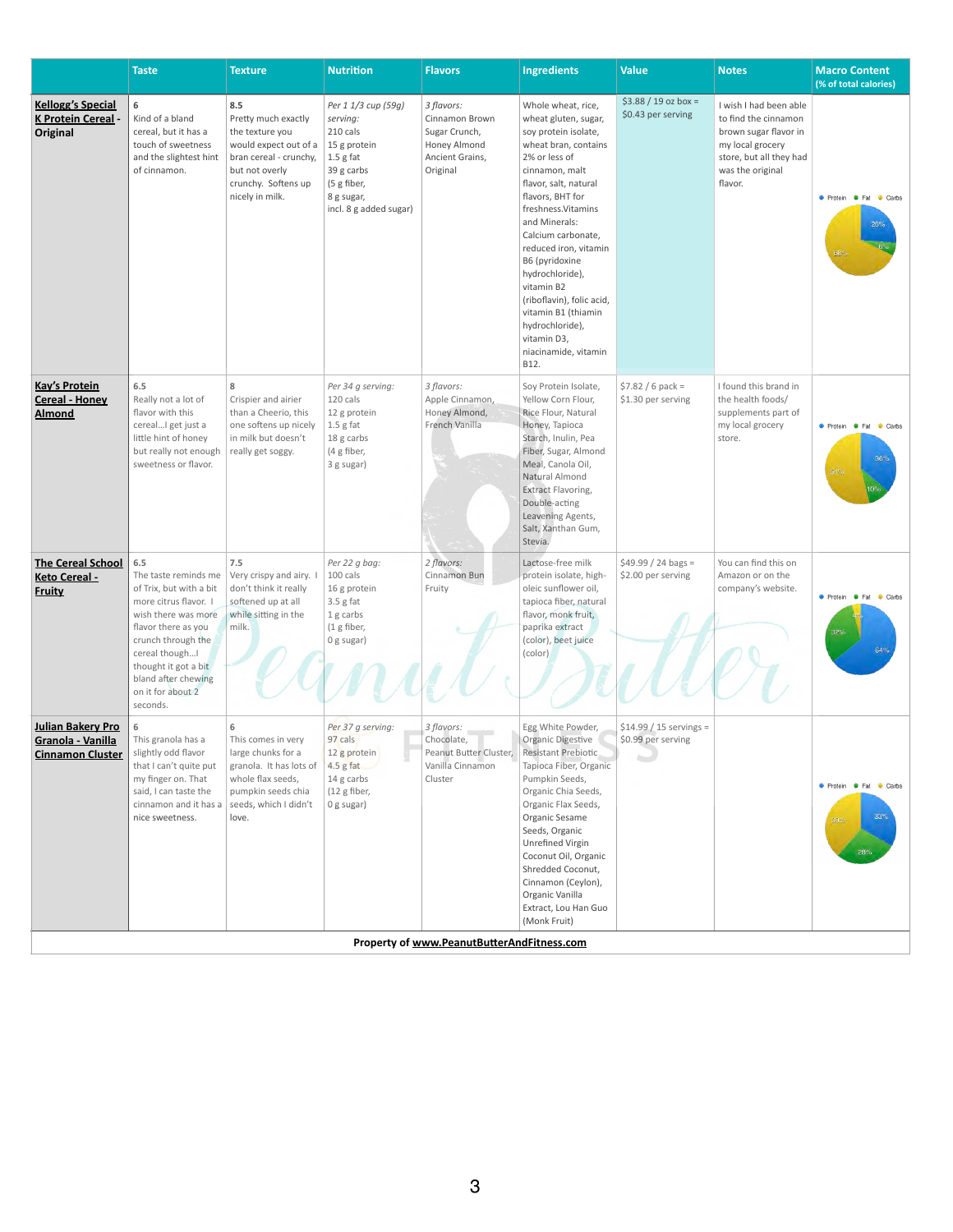| | Taste | Texture | Nutrition | Flavors | Ingredients | Value | Notes | Macro Content (% of total calories) |
|---|---|---|---|---|---|---|---|---|
| **Kellogg's Special K Protein Cereal - Original** | **6** Kind of a bland cereal, but it has a touch of sweetness and the slightest hint of cinnamon. | **8.5** Pretty much exactly the texture you would expect out of a bran cereal - crunchy, but not overly crunchy. Softens up nicely in milk. | *Per 1 1/3 cup (59g) serving:* 210 cals, 15 g protein, 1.5 g fat, 39 g carbs (5 g fiber, 8 g sugar, incl. 8 g added sugar) | *3 flavors:* Cinnamon Brown Sugar Crunch, Honey Almond Ancient Grains, Original | Whole wheat, rice, wheat gluten, sugar, soy protein isolate, wheat bran, contains 2% or less of cinnamon, malt flavor, salt, natural flavors, BHT for freshness.Vitamins and Minerals: Calcium carbonate, reduced iron, vitamin B6 (pyridoxine hydrochloride), vitamin B2 (riboflavin), folic acid, vitamin B1 (thiamin hydrochloride), vitamin D3, niacinamide, vitamin B12. | $3.88 / 19 oz box = $0.43 per serving | I wish I had been able to find the cinnamon brown sugar flavor in my local grocery store, but all they had was the original flavor. | Protein Fat Carbs 28% 6% 66% |
| **Kay's Protein Cereal - Honey Almond** | **6.5** Really not a lot of flavor with this cereal...I get just a little hint of honey but really not enough sweetness or flavor. | **8** Crispier and airier than a Cheerio, this one softens up nicely in milk but doesn't really get soggy. | *Per 34 g serving:* 120 cals, 12 g protein, 1.5 g fat, 18 g carbs (4 g fiber, 3 g sugar) | *3 flavors:* Apple Cinnamon, Honey Almond, French Vanilla | Soy Protein Isolate, Yellow Corn Flour, Rice Flour, Natural Honey, Tapioca Starch, Inulin, Pea Fiber, Sugar, Almond Meal, Canola Oil, Natural Almond Extract Flavoring, Double-acting Leavening Agents, Salt, Xanthan Gum, Stevia. | $7.82 / 6 pack = $1.30 per serving | I found this brand in the health foods/ supplements part of my local grocery store. | Protein Fat Carbs 36% 10% 54% |
| **The Cereal School Keto Cereal - Fruity** | **6.5** The taste reminds me of Trix, but with a bit more citrus flavor. I wish there was more flavor there as you crunch through the cereal though...I thought it got a bit bland after chewing on it for about 2 seconds. | **7.5** Very crispy and airy. I don't think it really softened up at all while sitting in the milk. | *Per 22 g bag:* 100 cals, 16 g protein, 3.5 g fat, 1 g carbs (1 g fiber, 0 g sugar) | *2 flavors:* Cinnamon Bun, Fruity | Lactose-free milk protein isolate, high-oleic sunflower oil, tapioca fiber, natural flavor, monk fruit, paprika extract (color), beet juice (color) | $49.99 / 24 bags = $2.00 per serving | You can find this on Amazon or on the company's website. | Protein Fat Carbs 4% 32% 64% |
| **Julian Bakery Pro Granola - Vanilla Cinnamon Cluster** | **6** This granola has a slightly odd flavor that I can't quite put my finger on. That said, I can taste the cinnamon and it has a nice sweetness. | **6** This comes in very large chunks for a granola. It has lots of whole flax seeds, pumpkin seeds chia seeds, which I didn't love. | *Per 37 g serving:* 97 cals, 12 g protein, 4.5 g fat, 14 g carbs (12 g fiber, 0 g sugar) | *3 flavors:* Chocolate, Peanut Butter Cluster, Vanilla Cinnamon Cluster | Egg White Powder, Organic Digestive Resistant Prebiotic Tapioca Fiber, Organic Pumpkin Seeds, Organic Chia Seeds, Organic Flax Seeds, Organic Sesame Seeds, Organic Unrefined Virgin Coconut Oil, Organic Shredded Coconut, Cinnamon (Ceylon), Organic Vanilla Extract, Lou Han Guo (Monk Fruit) | $14.99 / 15 servings = $0.99 per serving | | Protein Fat Carbs 39% 32% 28% |

**Property of www.PeanutButterAndFitness.com**